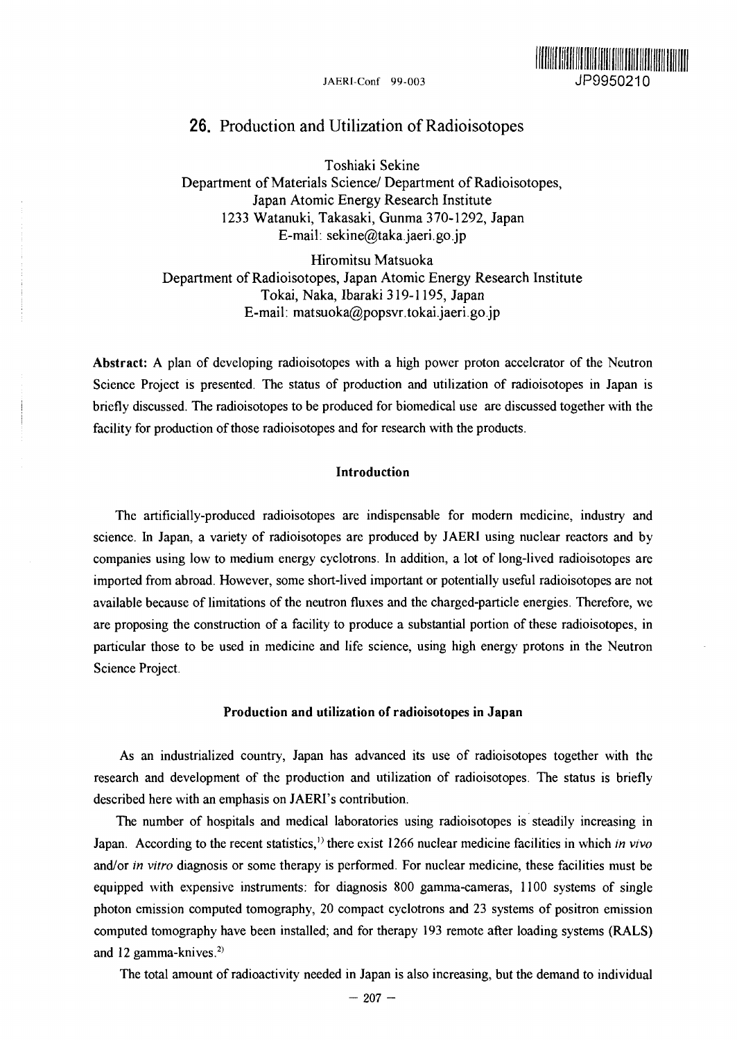# 26. Production and Utilization of Radioisotopes

Toshiaki Sekine
Department of Materials Science/ Department of Radioisotopes,
Japan Atomic Energy Research Institute
1233 Watanuki, Takasaki, Gunma 370-1292, Japan
E-mail: sekine@taka.jaeri.go.jp

Hiromitsu Matsuoka
Department of Radioisotopes, Japan Atomic Energy Research Institute
Tokai, Naka, Ibaraki 319-1195, Japan
E-mail: matsuoka@popsvr.tokai.jaeri.go.jp

**Abstract:** A plan of developing radioisotopes with a high power proton accelerator of the Neutron Science Project is presented. The status of production and utilization of radioisotopes in Japan is briefly discussed. The radioisotopes to be produced for biomedical use are discussed together with the facility for production of those radioisotopes and for research with the products.

## Introduction

The artificially-produced radioisotopes are indispensable for modern medicine, industry and science. In Japan, a variety of radioisotopes are produced by JAERI using nuclear reactors and by companies using low to medium energy cyclotrons. In addition, a lot of long-lived radioisotopes are imported from abroad. However, some short-lived important or potentially useful radioisotopes are not available because of limitations of the neutron fluxes and the charged-particle energies. Therefore, we are proposing the construction of a facility to produce a substantial portion of these radioisotopes, in particular those to be used in medicine and life science, using high energy protons in the Neutron Science Project.

## Production and utilization of radioisotopes in Japan

As an industrialized country, Japan has advanced its use of radioisotopes together with the research and development of the production and utilization of radioisotopes. The status is briefly described here with an emphasis on JAERI's contribution.

The number of hospitals and medical laboratories using radioisotopes is steadily increasing in Japan. According to the recent statistics,[1] there exist 1266 nuclear medicine facilities in which *in vivo* and/or *in vitro* diagnosis or some therapy is performed. For nuclear medicine, these facilities must be equipped with expensive instruments: for diagnosis 800 gamma-cameras, 1100 systems of single photon emission computed tomography, 20 compact cyclotrons and 23 systems of positron emission computed tomography have been installed; and for therapy 193 remote after loading systems (RALS) and 12 gamma-knives.[2]

The total amount of radioactivity needed in Japan is also increasing, but the demand to individual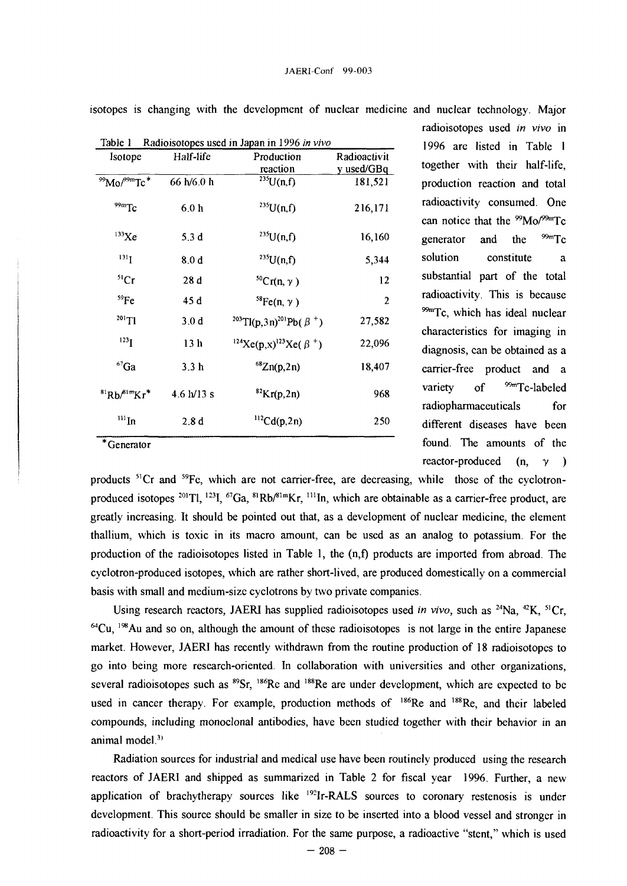isotopes is changing with the development of nuclear medicine and nuclear technology. Major radioisotopes used *in vivo* in 1996 are listed in Table 1 together with their half-life, production reaction and total radioactivity consumed. One can notice that the $^{99}$Mo/$^{99m}$Tc generator and the $^{99m}$Tc solution constitute a substantial part of the total radioactivity. This is because $^{99m}$Tc, which has ideal nuclear characteristics for imaging in diagnosis, can be obtained as a carrier-free product and a variety of $^{99m}$Tc-labeled radiopharmaceuticals for different diseases have been found. The amounts of the reactor-produced (n, γ) products $^{51}$Cr and $^{59}$Fe, which are not carrier-free, are decreasing, while those of the cyclotron-produced isotopes $^{201}$Tl, $^{123}$I, $^{67}$Ga, $^{81}$Rb/$^{81m}$Kr, $^{111}$In, which are obtainable as a carrier-free product, are greatly increasing. It should be pointed out that, as a development of nuclear medicine, the element thallium, which is toxic in its macro amount, can be used as an analog to potassium. For the production of the radioisotopes listed in Table 1, the (n,f) products are imported from abroad. The cyclotron-produced isotopes, which are rather short-lived, are produced domestically on a commercial basis with small and medium-size cyclotrons by two private companies.

Table 1 Radioisotopes used in Japan in 1996 *in vivo*

| Isotope | Half-life | Production reaction | Radioactivity used/GBq |
|---|---|---|---|
| $^{99}$Mo/$^{99m}$Tc* | 66 h/6.0 h | $^{235}$U(n,f) | 181,521 |
| $^{99m}$Tc | 6.0 h | $^{235}$U(n,f) | 216,171 |
| $^{133}$Xe | 5.3 d | $^{235}$U(n,f) | 16,160 |
| $^{131}$I | 8.0 d | $^{235}$U(n,f) | 5,344 |
| $^{51}$Cr | 28 d | $^{50}$Cr(n, γ) | 12 |
| $^{59}$Fe | 45 d | $^{58}$Fe(n, γ) | 2 |
| $^{201}$Tl | 3.0 d | $^{203}$Tl(p,3n)$^{201}$Pb($\beta^+$) | 27,582 |
| $^{123}$I | 13 h | $^{124}$Xe(p,x)$^{123}$Xe($\beta^+$) | 22,096 |
| $^{67}$Ga | 3.3 h | $^{68}$Zn(p,2n) | 18,407 |
| $^{81}$Rb/$^{81m}$Kr* | 4.6 h/13 s | $^{82}$Kr(p,2n) | 968 |
| $^{111}$In | 2.8 d | $^{112}$Cd(p,2n) | 250 |

*Generator

Using research reactors, JAERI has supplied radioisotopes used *in vivo*, such as $^{24}$Na, $^{42}$K, $^{51}$Cr, $^{64}$Cu, $^{198}$Au and so on, although the amount of these radioisotopes is not large in the entire Japanese market. However, JAERI has recently withdrawn from the routine production of 18 radioisotopes to go into being more research-oriented. In collaboration with universities and other organizations, several radioisotopes such as $^{89}$Sr, $^{186}$Re and $^{188}$Re are under development, which are expected to be used in cancer therapy. For example, production methods of $^{186}$Re and $^{188}$Re, and their labeled compounds, including monoclonal antibodies, have been studied together with their behavior in an animal model.[3]

Radiation sources for industrial and medical use have been routinely produced using the research reactors of JAERI and shipped as summarized in Table 2 for fiscal year 1996. Further, a new application of brachytherapy sources like $^{192}$Ir-RALS sources to coronary restenosis is under development. This source should be smaller in size to be inserted into a blood vessel and stronger in radioactivity for a short-period irradiation. For the same purpose, a radioactive "stent," which is used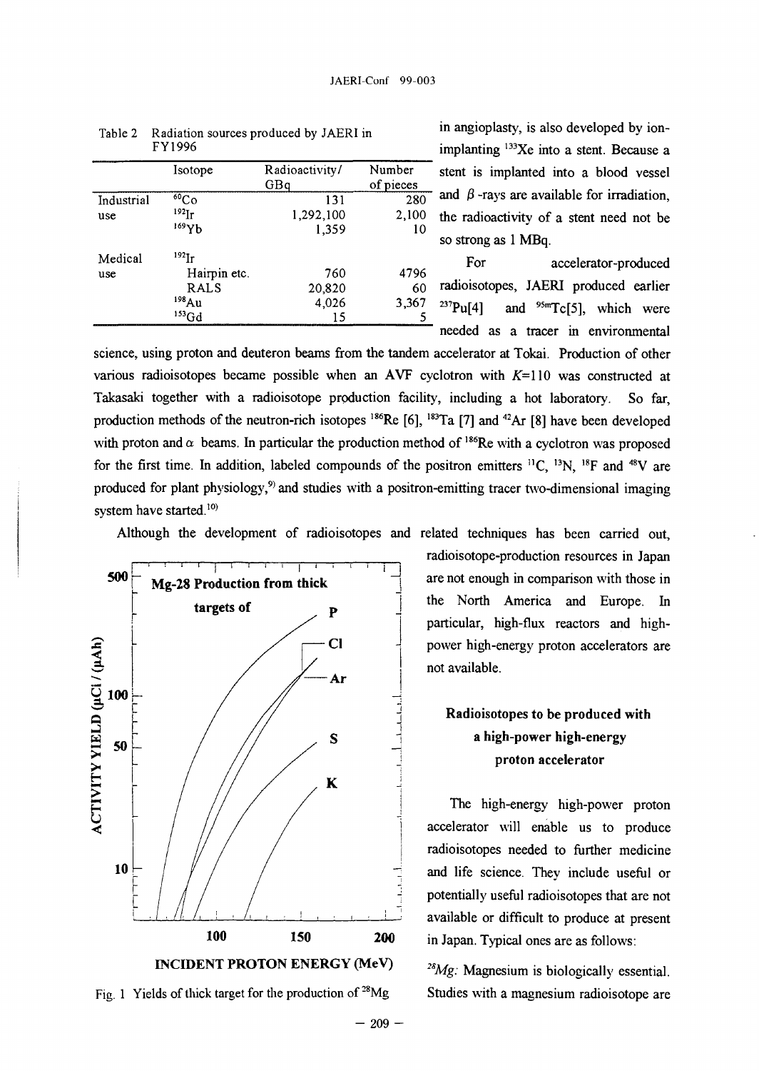Table 2 Radiation sources produced by JAERI in FY1996

| | Isotope | Radioactivity/ GBq | Number of pieces |
|---|---|---|---|
| Industrial use | $^{60}Co$ | 131 | 280 |
| | $^{192}Ir$ | 1,292,100 | 2,100 |
| | $^{169}Yb$ | 1,359 | 10 |
| Medical use | $^{192}Ir$ | | |
| | Hairpin etc. | 760 | 4796 |
| | RALS | 20,820 | 60 |
| | $^{198}Au$ | 4,026 | 3,367 |
| | $^{153}Gd$ | 15 | 5 |

in angioplasty, is also developed by ion-implanting $^{133}Xe$ into a stent. Because a stent is implanted into a blood vessel and $\beta$-rays are available for irradiation, the radioactivity of a stent need not be so strong as 1 MBq.

For accelerator-produced radioisotopes, JAERI produced earlier $^{237}Pu$[4] and $^{95m}Tc$[5], which were needed as a tracer in environmental science, using proton and deuteron beams from the tandem accelerator at Tokai. Production of other various radioisotopes became possible when an AVF cyclotron with $K$=110 was constructed at Takasaki together with a radioisotope production facility, including a hot laboratory. So far, production methods of the neutron-rich isotopes $^{186}Re$ [6], $^{183}Ta$ [7] and $^{42}Ar$ [8] have been developed with proton and $\alpha$ beams. In particular the production method of $^{186}Re$ with a cyclotron was proposed for the first time. In addition, labeled compounds of the positron emitters $^{11}C$, $^{13}N$, $^{18}F$ and $^{48}V$ are produced for plant physiology,[9] and studies with a positron-emitting tracer two-dimensional imaging system have started.[10]

Although the development of radioisotopes and related techniques has been carried out, radioisotope-production resources in Japan are not enough in comparison with those in the North America and Europe. In particular, high-flux reactors and high-power high-energy proton accelerators are not available.

Fig. 1 Yields of thick target for the production of $^{28}Mg$

## Radioisotopes to be produced with a high-power high-energy proton accelerator

The high-energy high-power proton accelerator will enable us to produce radioisotopes needed to further medicine and life science. They include useful or potentially useful radioisotopes that are not available or difficult to produce at present in Japan. Typical ones are as follows:

*$^{28}Mg$:* Magnesium is biologically essential. Studies with a magnesium radioisotope are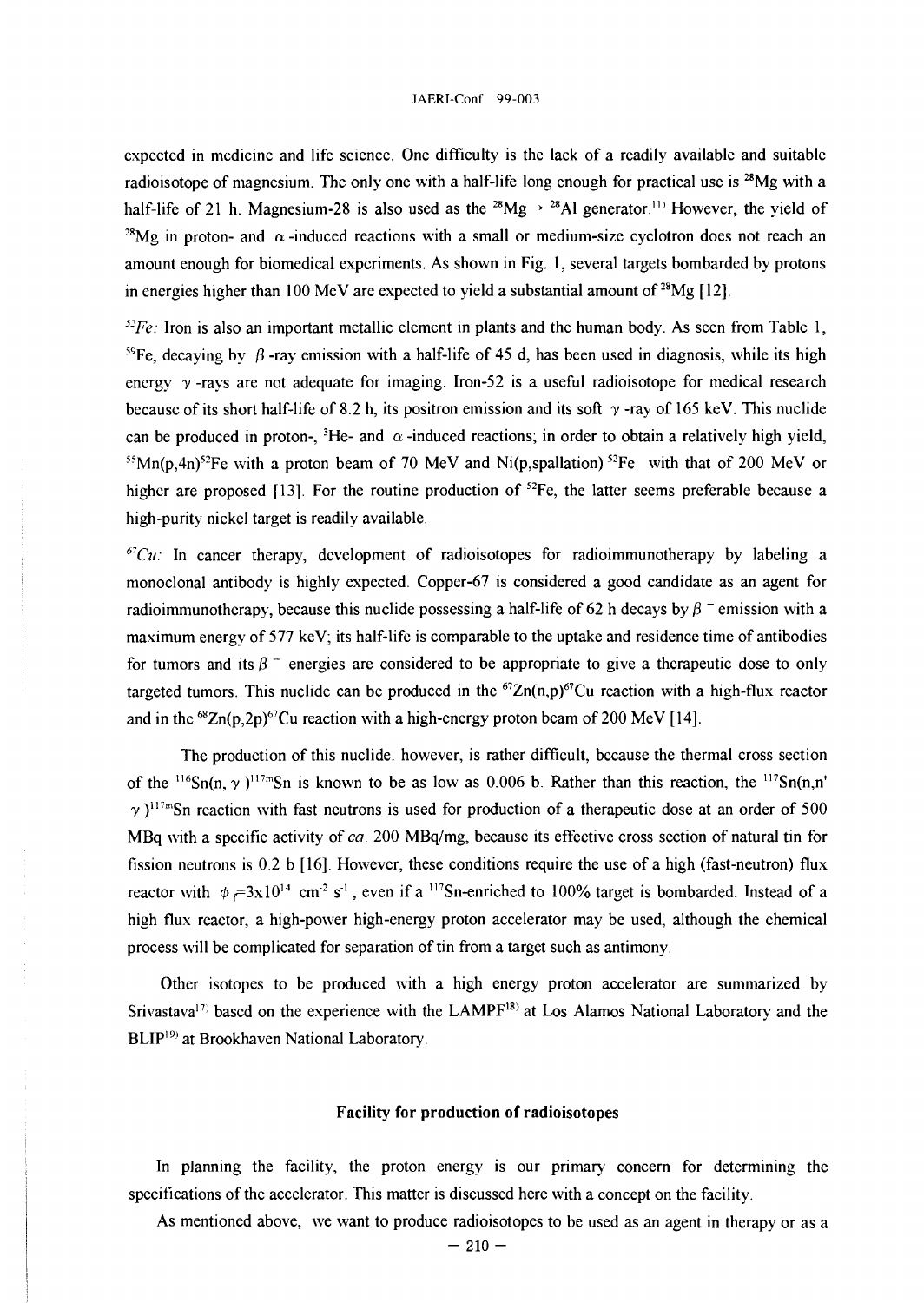expected in medicine and life science. One difficulty is the lack of a readily available and suitable radioisotope of magnesium. The only one with a half-life long enough for practical use is $^{28}$Mg with a half-life of 21 h. Magnesium-28 is also used as the $^{28}$Mg$\rightarrow$ $^{28}$Al generator.[11] However, the yield of $^{28}$Mg in proton- and $\alpha$-induced reactions with a small or medium-size cyclotron does not reach an amount enough for biomedical experiments. As shown in Fig. 1, several targets bombarded by protons in energies higher than 100 MeV are expected to yield a substantial amount of $^{28}$Mg [12].

*$^{52}$Fe:* Iron is also an important metallic element in plants and the human body. As seen from Table 1, $^{59}$Fe, decaying by $\beta$-ray emission with a half-life of 45 d, has been used in diagnosis, while its high energy $\gamma$-rays are not adequate for imaging. Iron-52 is a useful radioisotope for medical research because of its short half-life of 8.2 h, its positron emission and its soft $\gamma$-ray of 165 keV. This nuclide can be produced in proton-, $^{3}$He- and $\alpha$-induced reactions; in order to obtain a relatively high yield, $^{55}$Mn(p,4n)$^{52}$Fe with a proton beam of 70 MeV and Ni(p,spallation) $^{52}$Fe with that of 200 MeV or higher are proposed [13]. For the routine production of $^{52}$Fe, the latter seems preferable because a high-purity nickel target is readily available.

*$^{67}$Cu:* In cancer therapy, development of radioisotopes for radioimmunotherapy by labeling a monoclonal antibody is highly expected. Copper-67 is considered a good candidate as an agent for radioimmunotherapy, because this nuclide possessing a half-life of 62 h decays by $\beta^-$ emission with a maximum energy of 577 keV; its half-life is comparable to the uptake and residence time of antibodies for tumors and its $\beta^-$ energies are considered to be appropriate to give a therapeutic dose to only targeted tumors. This nuclide can be produced in the $^{67}$Zn(n,p)$^{67}$Cu reaction with a high-flux reactor and in the $^{68}$Zn(p,2p)$^{67}$Cu reaction with a high-energy proton beam of 200 MeV [14].

The production of this nuclide. however, is rather difficult, because the thermal cross section of the $^{116}$Sn(n, $\gamma$)$^{117m}$Sn is known to be as low as 0.006 b. Rather than this reaction, the $^{117}$Sn(n,n'$\gamma$)$^{117m}$Sn reaction with fast neutrons is used for production of a therapeutic dose at an order of 500 MBq with a specific activity of *ca.* 200 MBq/mg, because its effective cross section of natural tin for fission neutrons is 0.2 b [16]. However, these conditions require the use of a high (fast-neutron) flux reactor with $\phi_f$=3x10$^{14}$ cm$^{-2}$ s$^{-1}$, even if a $^{117}$Sn-enriched to 100% target is bombarded. Instead of a high flux reactor, a high-power high-energy proton accelerator may be used, although the chemical process will be complicated for separation of tin from a target such as antimony.

Other isotopes to be produced with a high energy proton accelerator are summarized by Srivastava[17] based on the experience with the LAMPF[18] at Los Alamos National Laboratory and the BLIP[19] at Brookhaven National Laboratory.

## Facility for production of radioisotopes

In planning the facility, the proton energy is our primary concern for determining the specifications of the accelerator. This matter is discussed here with a concept on the facility.

As mentioned above, we want to produce radioisotopes to be used as an agent in therapy or as a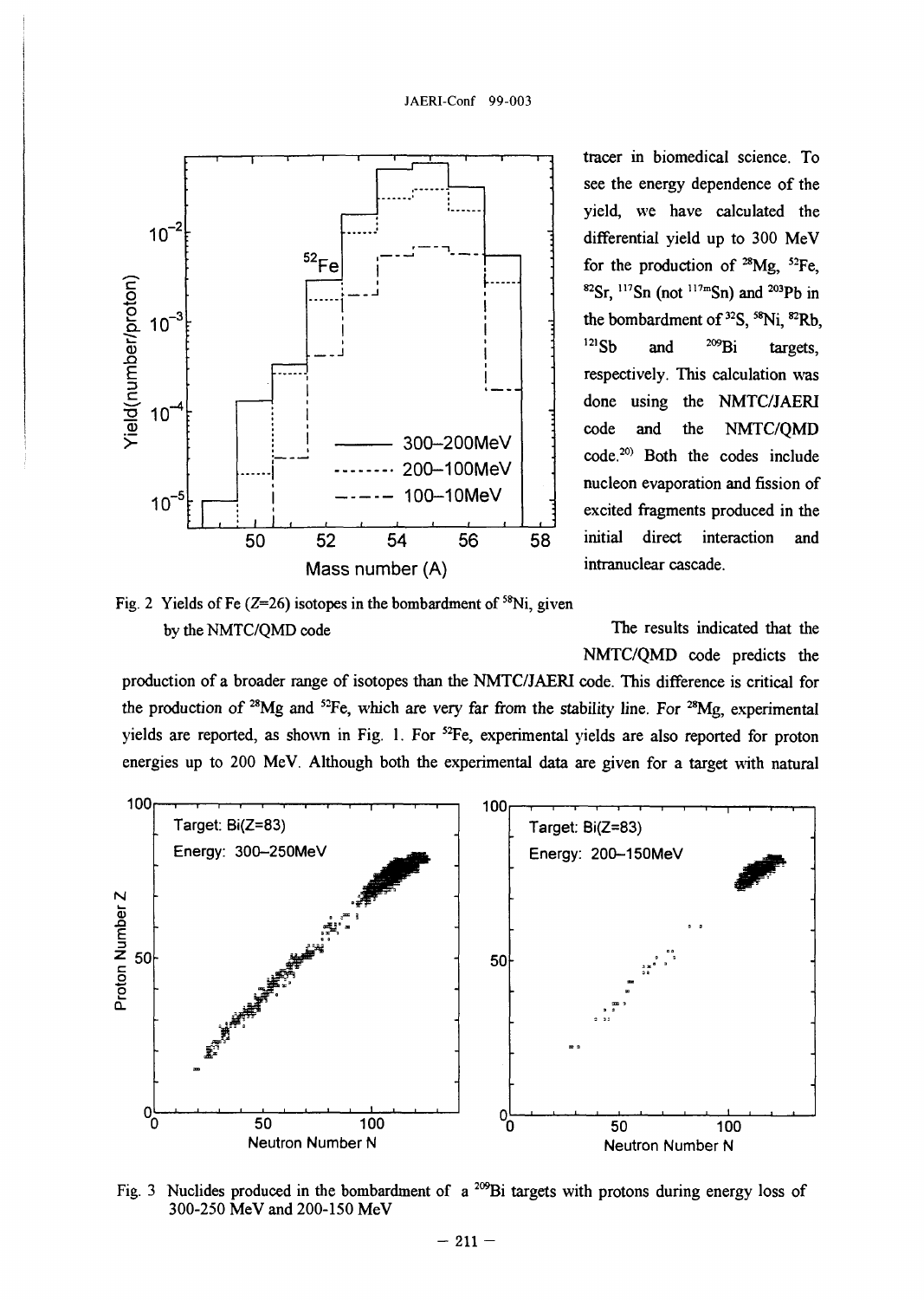tracer in biomedical science. To see the energy dependence of the yield, we have calculated the differential yield up to 300 MeV for the production of $^{28}$Mg, $^{52}$Fe, $^{82}$Sr, $^{117}$Sn (not $^{117m}$Sn) and $^{203}$Pb in the bombardment of $^{32}$S, $^{58}$Ni, $^{82}$Rb, $^{121}$Sb and $^{209}$Bi targets, respectively. This calculation was done using the NMTC/JAERI code and the NMTC/QMD code.[20] Both the codes include nucleon evaporation and fission of excited fragments produced in the initial direct interaction and intranuclear cascade.

Fig. 2 Yields of Fe (Z=26) isotopes in the bombardment of $^{58}$Ni, given by the NMTC/QMD code

The results indicated that the NMTC/QMD code predicts the production of a broader range of isotopes than the NMTC/JAERI code. This difference is critical for the production of $^{28}$Mg and $^{52}$Fe, which are very far from the stability line. For $^{28}$Mg, experimental yields are reported, as shown in Fig. 1. For $^{52}$Fe, experimental yields are also reported for proton energies up to 200 MeV. Although both the experimental data are given for a target with natural

Fig. 3 Nuclides produced in the bombardment of a $^{209}$Bi targets with protons during energy loss of 300-250 MeV and 200-150 MeV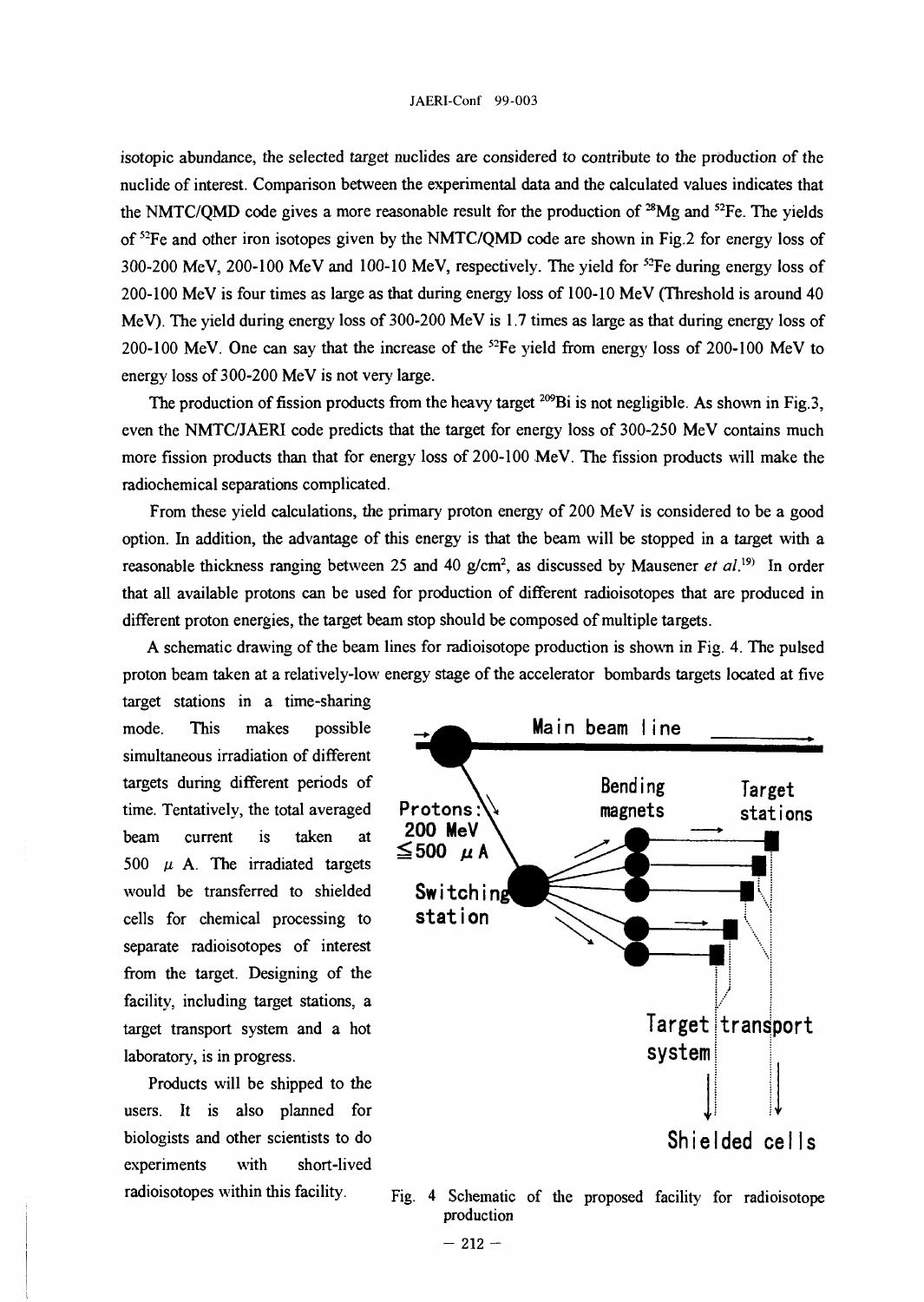isotopic abundance, the selected target nuclides are considered to contribute to the production of the nuclide of interest. Comparison between the experimental data and the calculated values indicates that the NMTC/QMD code gives a more reasonable result for the production of $^{28}Mg$ and $^{52}Fe$. The yields of $^{52}Fe$ and other iron isotopes given by the NMTC/QMD code are shown in Fig.2 for energy loss of 300-200 MeV, 200-100 MeV and 100-10 MeV, respectively. The yield for $^{52}Fe$ during energy loss of 200-100 MeV is four times as large as that during energy loss of 100-10 MeV (Threshold is around 40 MeV). The yield during energy loss of 300-200 MeV is 1.7 times as large as that during energy loss of 200-100 MeV. One can say that the increase of the $^{52}Fe$ yield from energy loss of 200-100 MeV to energy loss of 300-200 MeV is not very large.

The production of fission products from the heavy target $^{209}Bi$ is not negligible. As shown in Fig.3, even the NMTC/JAERI code predicts that the target for energy loss of 300-250 MeV contains much more fission products than that for energy loss of 200-100 MeV. The fission products will make the radiochemical separations complicated.

From these yield calculations, the primary proton energy of 200 MeV is considered to be a good option. In addition, the advantage of this energy is that the beam will be stopped in a target with a reasonable thickness ranging between 25 and 40 g/cm$^2$, as discussed by Mausener *et al.*[19] In order that all available protons can be used for production of different radioisotopes that are produced in different proton energies, the target beam stop should be composed of multiple targets.

A schematic drawing of the beam lines for radioisotope production is shown in Fig. 4. The pulsed proton beam taken at a relatively-low energy stage of the accelerator bombards targets located at five target stations in a time-sharing mode. This makes possible simultaneous irradiation of different targets during different periods of time. Tentatively, the total averaged beam current is taken at 500 $\mu$ A. The irradiated targets would be transferred to shielded cells for chemical processing to separate radioisotopes of interest from the target. Designing of the facility, including target stations, a target transport system and a hot laboratory, is in progress.

Products will be shipped to the users. It is also planned for biologists and other scientists to do experiments with short-lived radioisotopes within this facility.

Main beam line

Protons: 200 MeV ≦500 $\mu$ A

Switching station

Bending magnets

Target stations

Target transport system

Shielded cells

Fig. 4 Schematic of the proposed facility for radioisotope production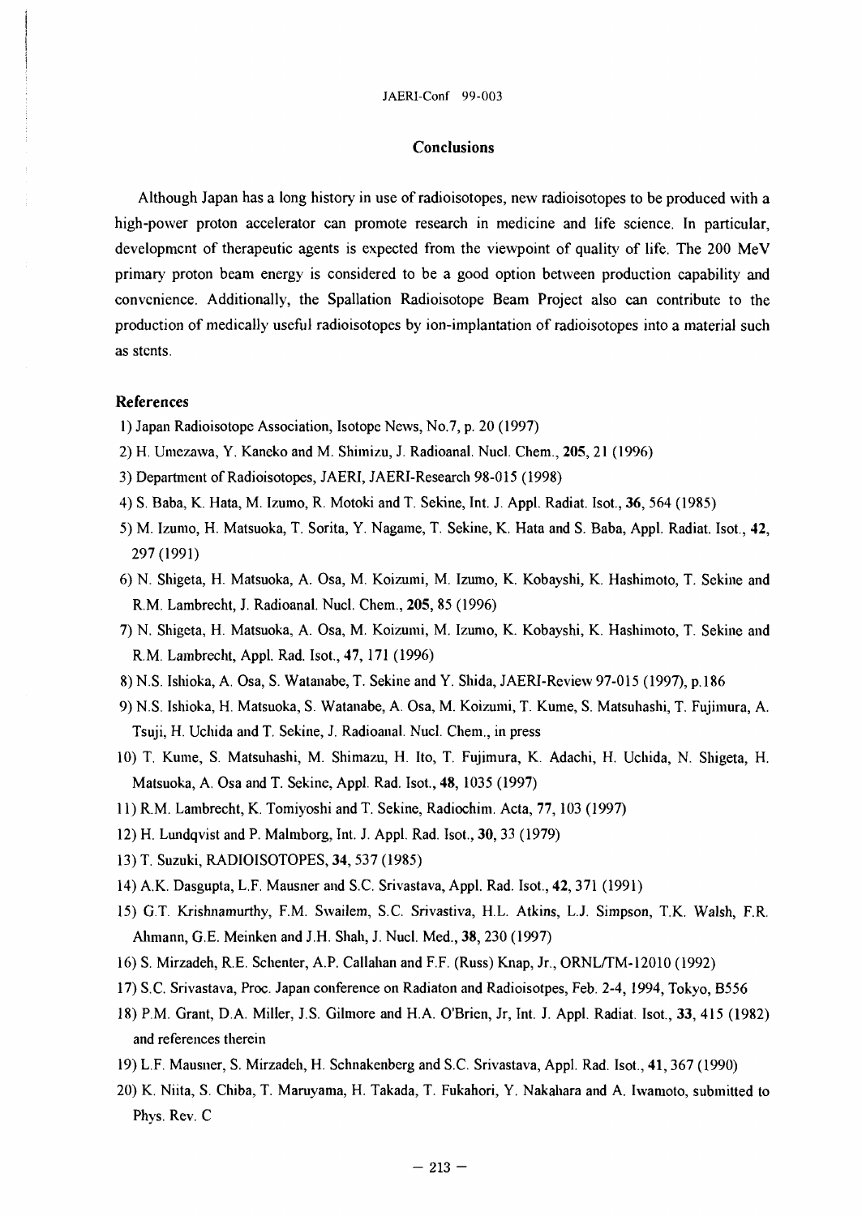## Conclusions

Although Japan has a long history in use of radioisotopes, new radioisotopes to be produced with a high-power proton accelerator can promote research in medicine and life science. In particular, development of therapeutic agents is expected from the viewpoint of quality of life. The 200 MeV primary proton beam energy is considered to be a good option between production capability and convenience. Additionally, the Spallation Radioisotope Beam Project also can contribute to the production of medically useful radioisotopes by ion-implantation of radioisotopes into a material such as stents.

## References

1) Japan Radioisotope Association, Isotope News, No.7, p. 20 (1997)
2) H. Umezawa, Y. Kaneko and M. Shimizu, J. Radioanal. Nucl. Chem., **205**, 21 (1996)
3) Department of Radioisotopes, JAERI, JAERI-Research 98-015 (1998)
4) S. Baba, K. Hata, M. Izumo, R. Motoki and T. Sekine, Int. J. Appl. Radiat. Isot., **36**, 564 (1985)
5) M. Izumo, H. Matsuoka, T. Sorita, Y. Nagame, T. Sekine, K. Hata and S. Baba, Appl. Radiat. Isot., **42**, 297 (1991)
6) N. Shigeta, H. Matsuoka, A. Osa, M. Koizumi, M. Izumo, K. Kobayshi, K. Hashimoto, T. Sekine and R.M. Lambrecht, J. Radioanal. Nucl. Chem., **205**, 85 (1996)
7) N. Shigeta, H. Matsuoka, A. Osa, M. Koizumi, M. Izumo, K. Kobayshi, K. Hashimoto, T. Sekine and R.M. Lambrecht, Appl. Rad. Isot., **47**, 171 (1996)
8) N.S. Ishioka, A. Osa, S. Watanabe, T. Sekine and Y. Shida, JAERI-Review 97-015 (1997), p.186
9) N.S. Ishioka, H. Matsuoka, S. Watanabe, A. Osa, M. Koizumi, T. Kume, S. Matsuhashi, T. Fujimura, A. Tsuji, H. Uchida and T. Sekine, J. Radioanal. Nucl. Chem., in press
10) T. Kume, S. Matsuhashi, M. Shimazu, H. Ito, T. Fujimura, K. Adachi, H. Uchida, N. Shigeta, H. Matsuoka, A. Osa and T. Sekine, Appl. Rad. Isot., **48**, 1035 (1997)
11) R.M. Lambrecht, K. Tomiyoshi and T. Sekine, Radiochim. Acta, **77**, 103 (1997)
12) H. Lundqvist and P. Malmborg, Int. J. Appl. Rad. Isot., **30**, 33 (1979)
13) T. Suzuki, RADIOISOTOPES, **34**, 537 (1985)
14) A.K. Dasgupta, L.F. Mausner and S.C. Srivastava, Appl. Rad. Isot., **42**, 371 (1991)
15) G.T. Krishnamurthy, F.M. Swailem, S.C. Srivastiva, H.L. Atkins, L.J. Simpson, T.K. Walsh, F.R. Ahmann, G.E. Meinken and J.H. Shah, J. Nucl. Med., **38**, 230 (1997)
16) S. Mirzadeh, R.E. Schenter, A.P. Callahan and F.F. (Russ) Knap, Jr., ORNL/TM-12010 (1992)
17) S.C. Srivastava, Proc. Japan conference on Radiaton and Radioisotpes, Feb. 2-4, 1994, Tokyo, B556
18) P.M. Grant, D.A. Miller, J.S. Gilmore and H.A. O'Brien, Jr, Int. J. Appl. Radiat. Isot., **33**, 415 (1982) and references therein
19) L.F. Mausner, S. Mirzadeh, H. Schnakenberg and S.C. Srivastava, Appl. Rad. Isot., **41**, 367 (1990)
20) K. Niita, S. Chiba, T. Maruyama, H. Takada, T. Fukahori, Y. Nakahara and A. Iwamoto, submitted to Phys. Rev. C